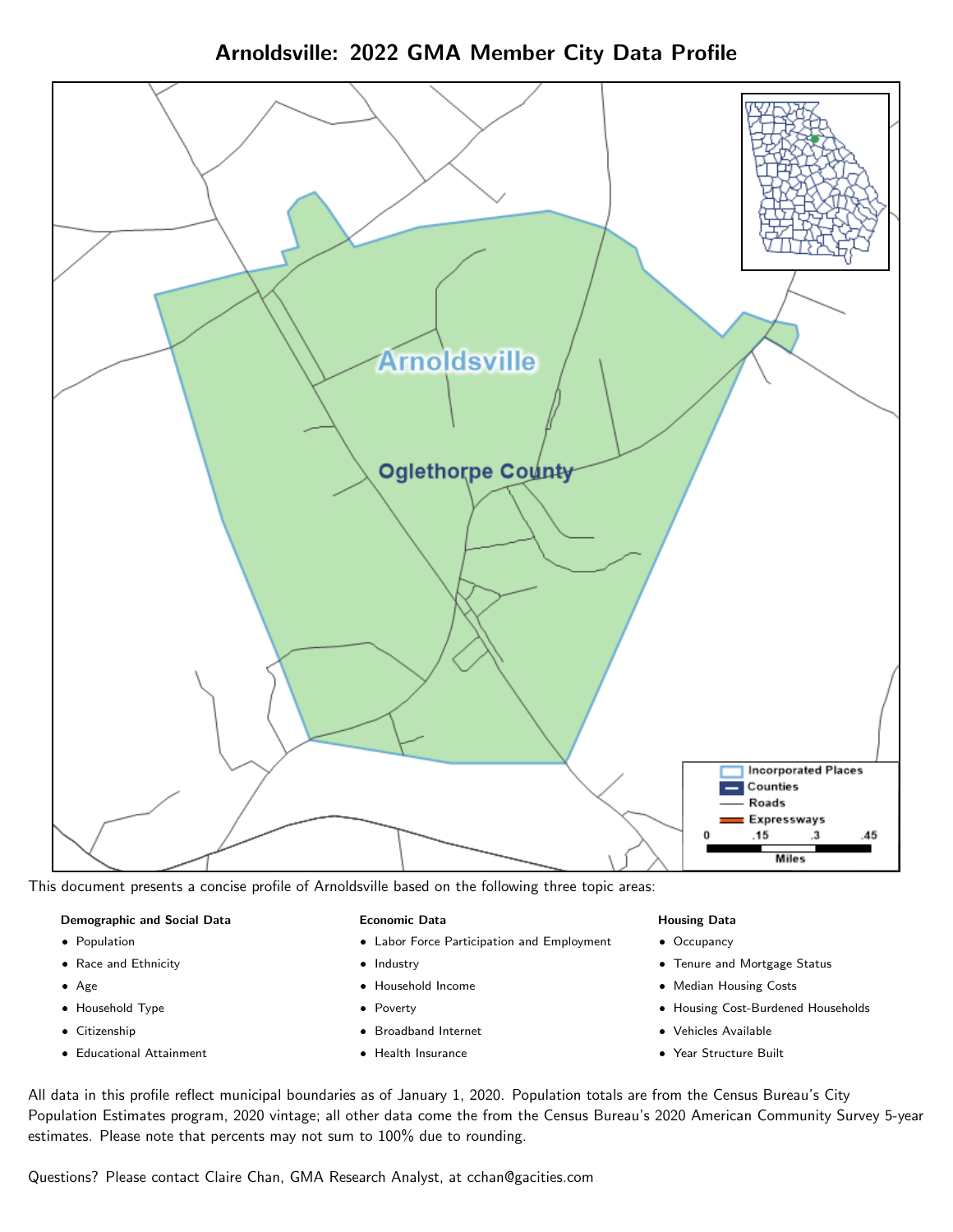# Arnoldsville: 2022 GMA Member City Data Profile

This document presents a concise profile of Arnoldsville based on the following three topic areas:

**Demographic and Social Data**

- Population
- Race and Ethnicity
- Age
- Household Type
- Citizenship
- Educational Attainment

**Economic Data**

- Labor Force Participation and Employment
- Industry
- Household Income
- Poverty
- Broadband Internet
- Health Insurance

**Housing Data**

- Occupancy
- Tenure and Mortgage Status
- Median Housing Costs
- Housing Cost-Burdened Households
- Vehicles Available
- Year Structure Built

All data in this profile reflect municipal boundaries as of January 1, 2020. Population totals are from the Census Bureau's City Population Estimates program, 2020 vintage; all other data come the from the Census Bureau's 2020 American Community Survey 5-year estimates. Please note that percents may not sum to 100% due to rounding.

Questions? Please contact Claire Chan, GMA Research Analyst, at cchan@gacities.com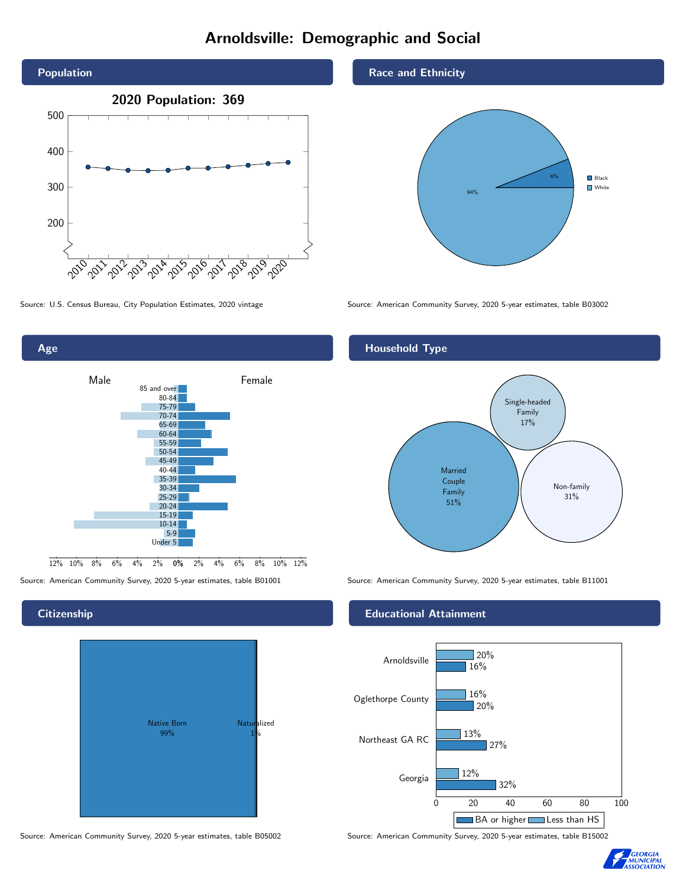# Arnoldsville: Demographic and Social

## Population

2020 Population: 369

Source: U.S. Census Bureau, City Population Estimates, 2020 vintage

## Race and Ethnicity

| Race | Percent |
|---|---|
| Black | 6% |
| White | 94% |

Source: American Community Survey, 2020 5-year estimates, table B03002

## Age

Male / Female

Source: American Community Survey, 2020 5-year estimates, table B01001

## Household Type

| Household Type | Percent |
|---|---|
| Married Couple Family | 51% |
| Single-headed Family | 17% |
| Non-family | 31% |

Source: American Community Survey, 2020 5-year estimates, table B11001

## Citizenship

| Citizenship | Percent |
|---|---|
| Native Born | 99% |
| Naturalized | 1% |

Source: American Community Survey, 2020 5-year estimates, table B05002

## Educational Attainment

| Area | Less than HS | BA or higher |
|---|---|---|
| Arnoldsville | 20% | 16% |
| Oglethorpe County | 16% | 20% |
| Northeast GA RC | 13% | 27% |
| Georgia | 12% | 32% |

Source: American Community Survey, 2020 5-year estimates, table B15002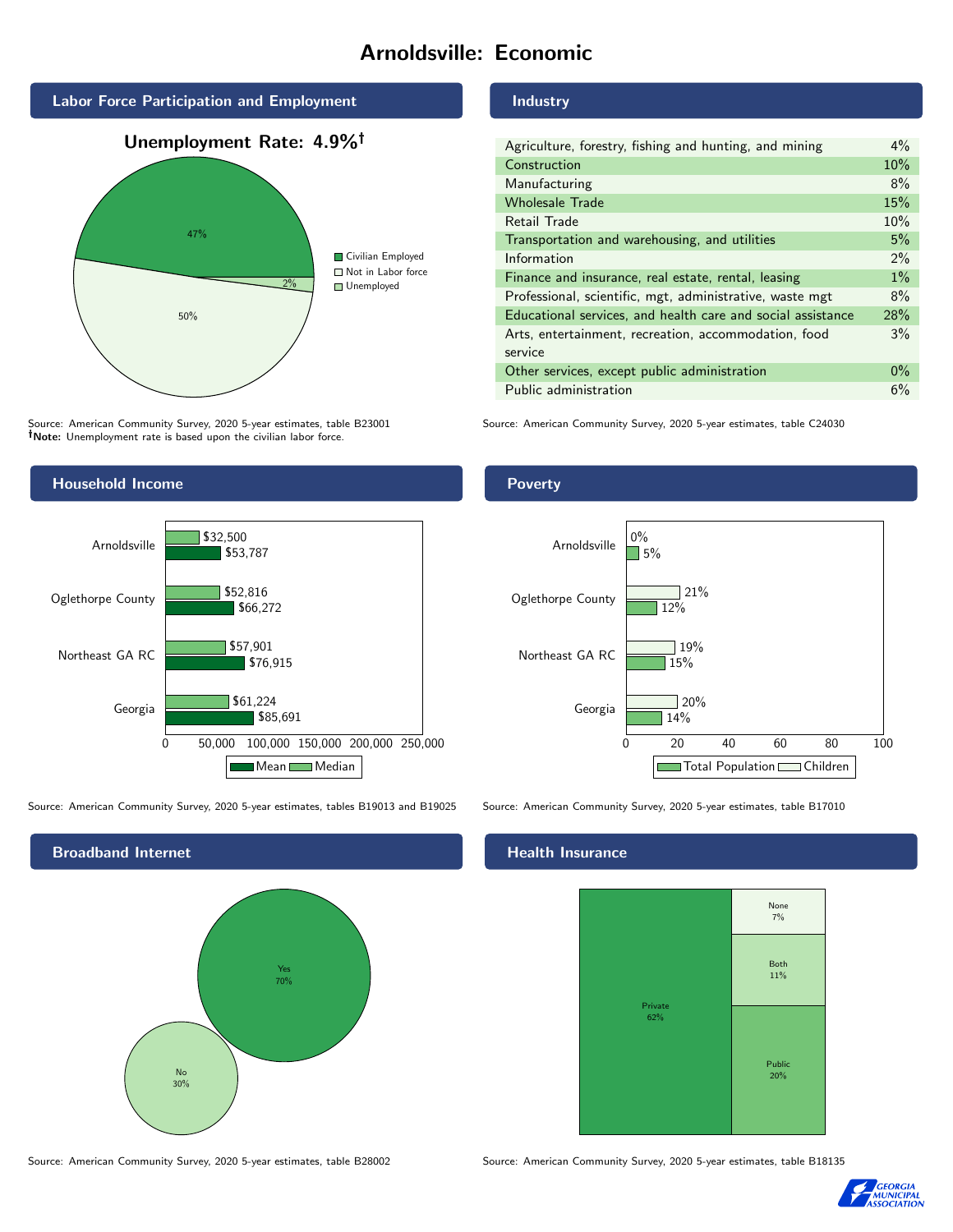# Arnoldsville: Economic

## Labor Force Participation and Employment

**Unemployment Rate: 4.9%†**

| Category | Percent |
|---|---|
| Civilian Employed | 47% |
| Not in Labor force | 50% |
| Unemployed | 2% |

Source: American Community Survey, 2020 5-year estimates, table B23001
**†Note:** Unemployment rate is based upon the civilian labor force.

## Industry

| Industry | Percent |
|---|---|
| Agriculture, forestry, fishing and hunting, and mining | 4% |
| Construction | 10% |
| Manufacturing | 8% |
| Wholesale Trade | 15% |
| Retail Trade | 10% |
| Transportation and warehousing, and utilities | 5% |
| Information | 2% |
| Finance and insurance, real estate, rental, leasing | 1% |
| Professional, scientific, mgt, administrative, waste mgt | 8% |
| Educational services, and health care and social assistance | 28% |
| Arts, entertainment, recreation, accommodation, food service | 3% |
| Other services, except public administration | 0% |
| Public administration | 6% |

Source: American Community Survey, 2020 5-year estimates, table C24030

## Household Income

| Area | Median | Mean |
|---|---|---|
| Arnoldsville | $32,500 | $53,787 |
| Oglethorpe County | $52,816 | $66,272 |
| Northeast GA RC | $57,901 | $76,915 |
| Georgia | $61,224 | $85,691 |

Source: American Community Survey, 2020 5-year estimates, tables B19013 and B19025

## Poverty

| Area | Children | Total Population |
|---|---|---|
| Arnoldsville | 0% | 5% |
| Oglethorpe County | 21% | 12% |
| Northeast GA RC | 19% | 15% |
| Georgia | 20% | 14% |

Source: American Community Survey, 2020 5-year estimates, table B17010

## Broadband Internet

| Response | Percent |
|---|---|
| Yes | 70% |
| No | 30% |

Source: American Community Survey, 2020 5-year estimates, table B28002

## Health Insurance

| Type | Percent |
|---|---|
| Private | 62% |
| Public | 20% |
| Both | 11% |
| None | 7% |

Source: American Community Survey, 2020 5-year estimates, table B18135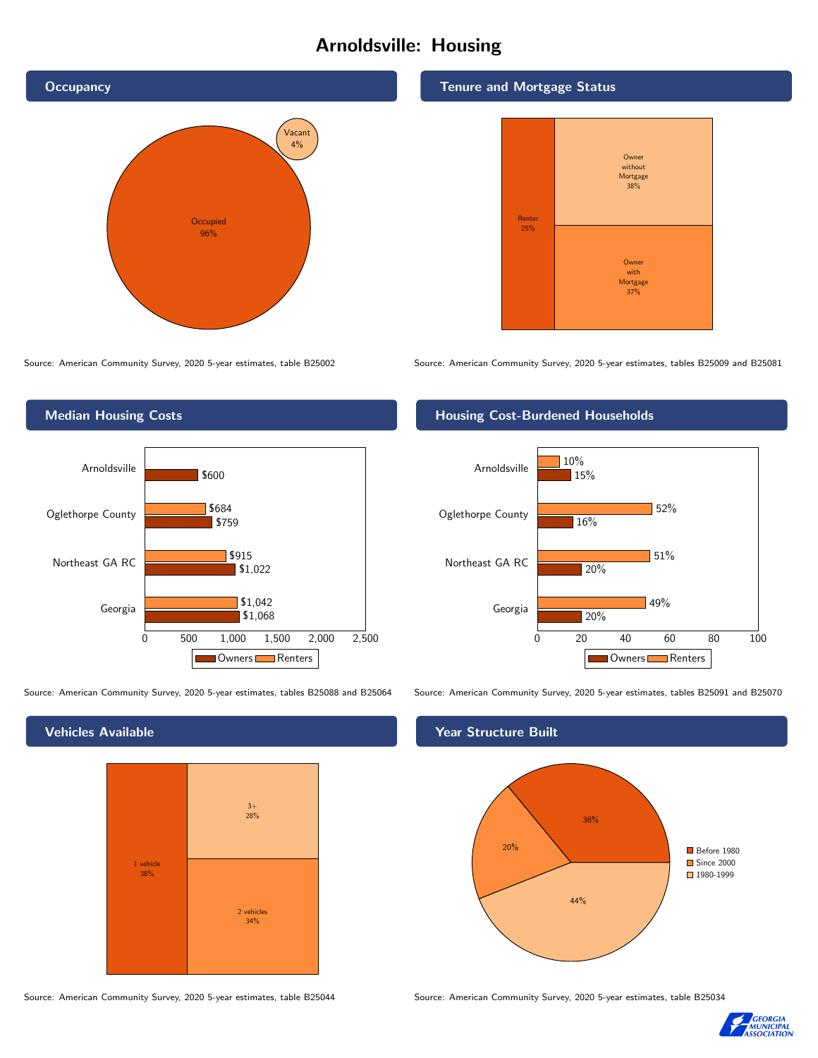# Arnoldsville: Housing

## Occupancy

Occupied
96%

Vacant
4%

Source: American Community Survey, 2020 5-year estimates, table B25002

## Tenure and Mortgage Status

Renter
25%

Owner without Mortgage
38%

Owner with Mortgage
37%

Source: American Community Survey, 2020 5-year estimates, tables B25009 and B25081

## Median Housing Costs

Arnoldsville
$600

Oglethorpe County
$684
$759

Northeast GA RC
$915
$1,022

Georgia
$1,042
$1,068

0 500 1,000 1,500 2,000 2,500

Owners Renters

Source: American Community Survey, 2020 5-year estimates, tables B25088 and B25064

## Housing Cost-Burdened Households

Arnoldsville
10%
15%

Oglethorpe County
52%
16%

Northeast GA RC
51%
20%

Georgia
49%
20%

0 20 40 60 80 100

Owners Renters

Source: American Community Survey, 2020 5-year estimates, tables B25091 and B25070

## Vehicles Available

1 vehicle
38%

3+
28%

2 vehicles
34%

Source: American Community Survey, 2020 5-year estimates, table B25044

## Year Structure Built

36%

20%

44%

Before 1980
Since 2000
1980-1999

Source: American Community Survey, 2020 5-year estimates, table B25034